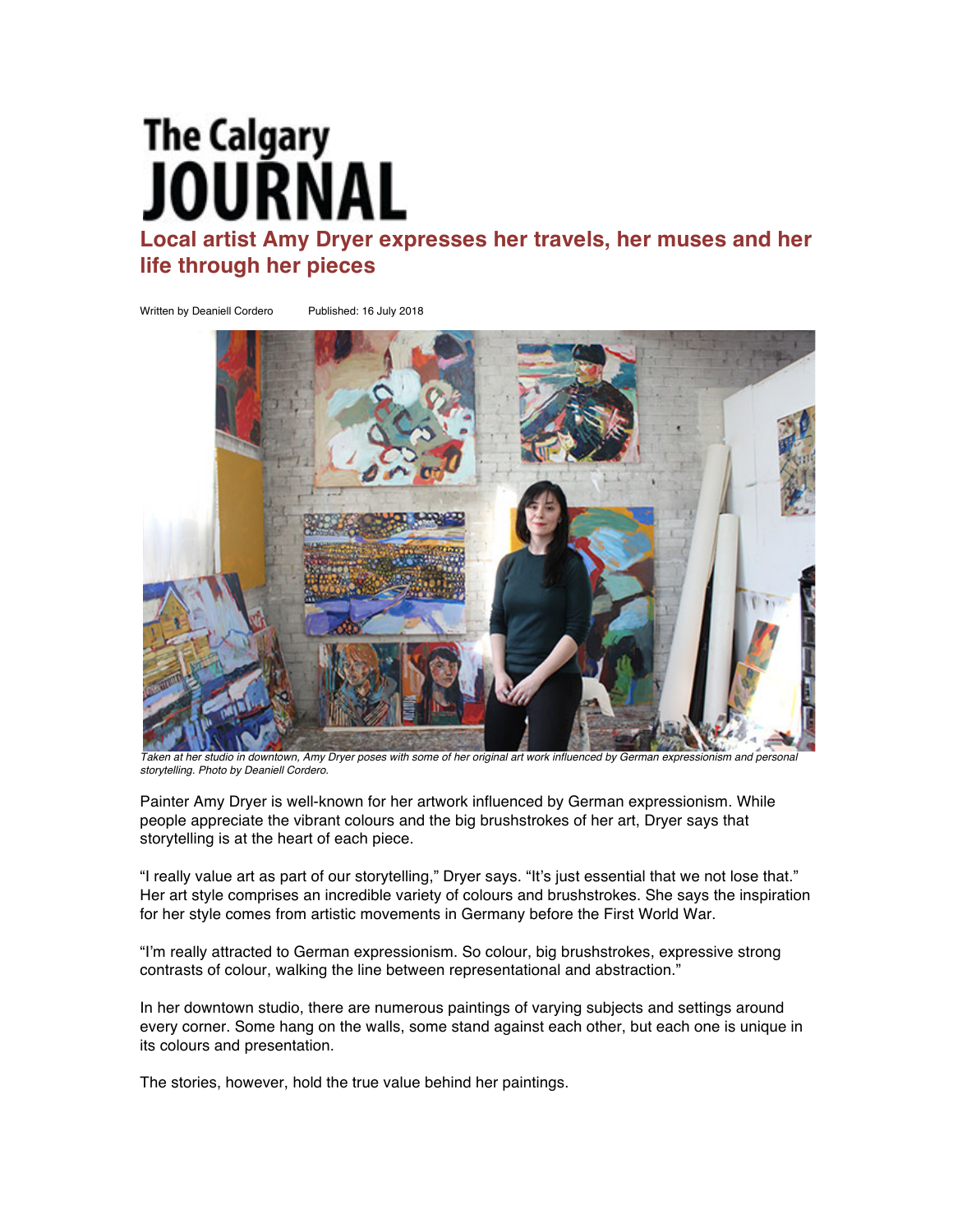# The Calgary JOURNAL

## Local artist Amy Dryer expresses her travels, her muses and her life through her pieces

Written by Deaniell Cordero Published: 16 July 2018

*Taken at her studio in downtown, Amy Dryer poses with some of her original art work influenced by German expressionism and personal storytelling. Photo by Deaniell Cordero.*

Painter Amy Dryer is well-known for her artwork influenced by German expressionism. While people appreciate the vibrant colours and the big brushstrokes of her art, Dryer says that storytelling is at the heart of each piece.

"I really value art as part of our storytelling," Dryer says. "It's just essential that we not lose that." Her art style comprises an incredible variety of colours and brushstrokes. She says the inspiration for her style comes from artistic movements in Germany before the First World War.

"I'm really attracted to German expressionism. So colour, big brushstrokes, expressive strong contrasts of colour, walking the line between representational and abstraction."

In her downtown studio, there are numerous paintings of varying subjects and settings around every corner. Some hang on the walls, some stand against each other, but each one is unique in its colours and presentation.

The stories, however, hold the true value behind her paintings.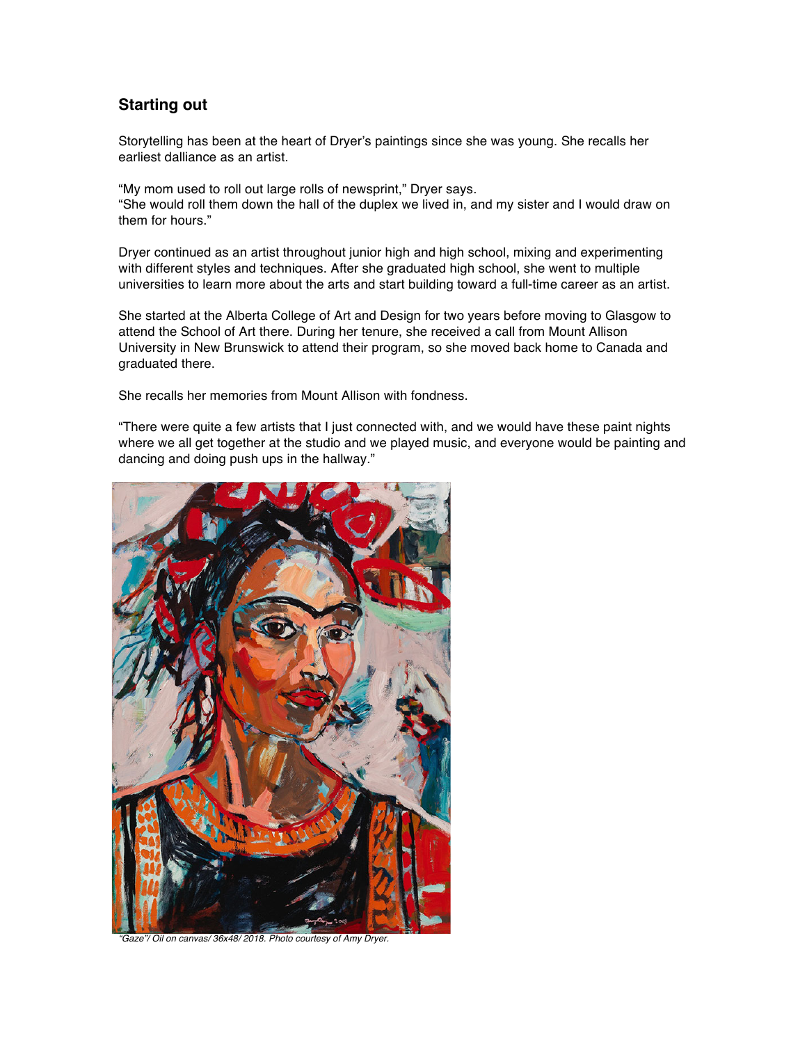## Starting out

Storytelling has been at the heart of Dryer's paintings since she was young. She recalls her earliest dalliance as an artist.

"My mom used to roll out large rolls of newsprint," Dryer says.
"She would roll them down the hall of the duplex we lived in, and my sister and I would draw on them for hours."

Dryer continued as an artist throughout junior high and high school, mixing and experimenting with different styles and techniques. After she graduated high school, she went to multiple universities to learn more about the arts and start building toward a full-time career as an artist.

She started at the Alberta College of Art and Design for two years before moving to Glasgow to attend the School of Art there. During her tenure, she received a call from Mount Allison University in New Brunswick to attend their program, so she moved back home to Canada and graduated there.

She recalls her memories from Mount Allison with fondness.

"There were quite a few artists that I just connected with, and we would have these paint nights where we all get together at the studio and we played music, and everyone would be painting and dancing and doing push ups in the hallway."

*"Gaze"/ Oil on canvas/ 36x48/ 2018. Photo courtesy of Amy Dryer.*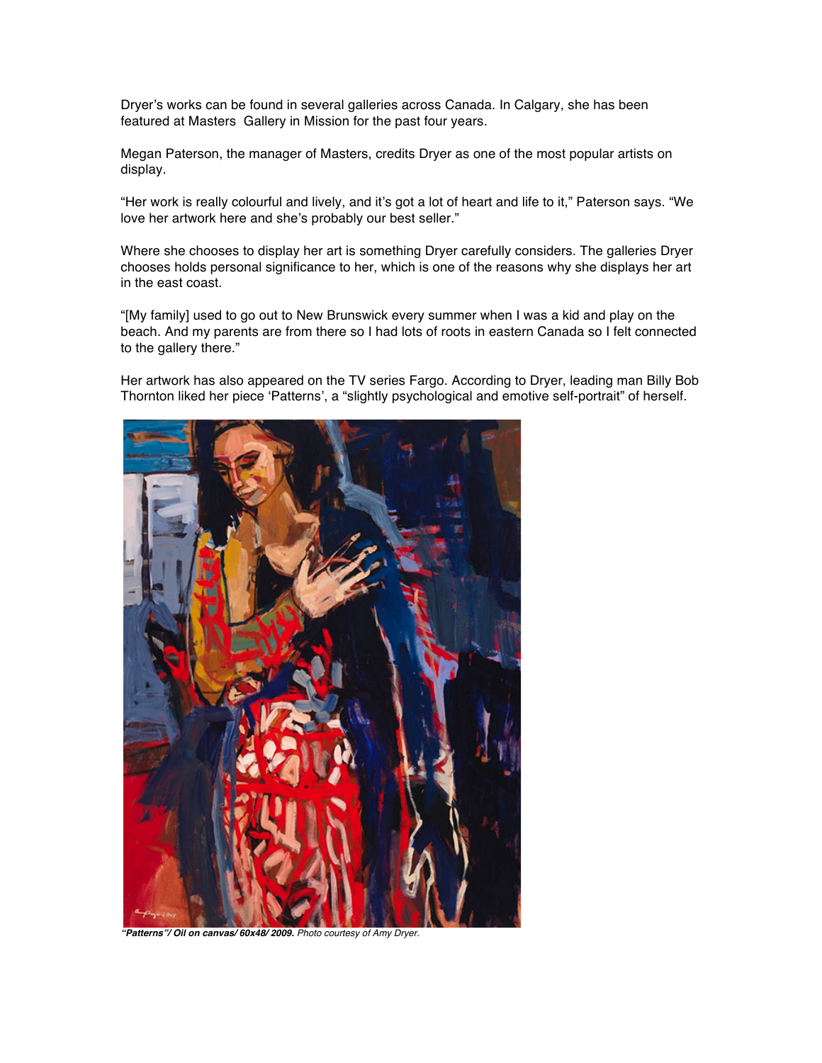Dryer's works can be found in several galleries across Canada. In Calgary, she has been featured at Masters  Gallery in Mission for the past four years.

Megan Paterson, the manager of Masters, credits Dryer as one of the most popular artists on display.

"Her work is really colourful and lively, and it's got a lot of heart and life to it," Paterson says. "We love her artwork here and she's probably our best seller."

Where she chooses to display her art is something Dryer carefully considers. The galleries Dryer chooses holds personal significance to her, which is one of the reasons why she displays her art in the east coast.

"[My family] used to go out to New Brunswick every summer when I was a kid and play on the beach. And my parents are from there so I had lots of roots in eastern Canada so I felt connected to the gallery there."

Her artwork has also appeared on the TV series Fargo. According to Dryer, leading man Billy Bob Thornton liked her piece 'Patterns', a "slightly psychological and emotive self-portrait" of herself.

***"Patterns"/ Oil on canvas/ 60x48/ 2009.*** *Photo courtesy of Amy Dryer.*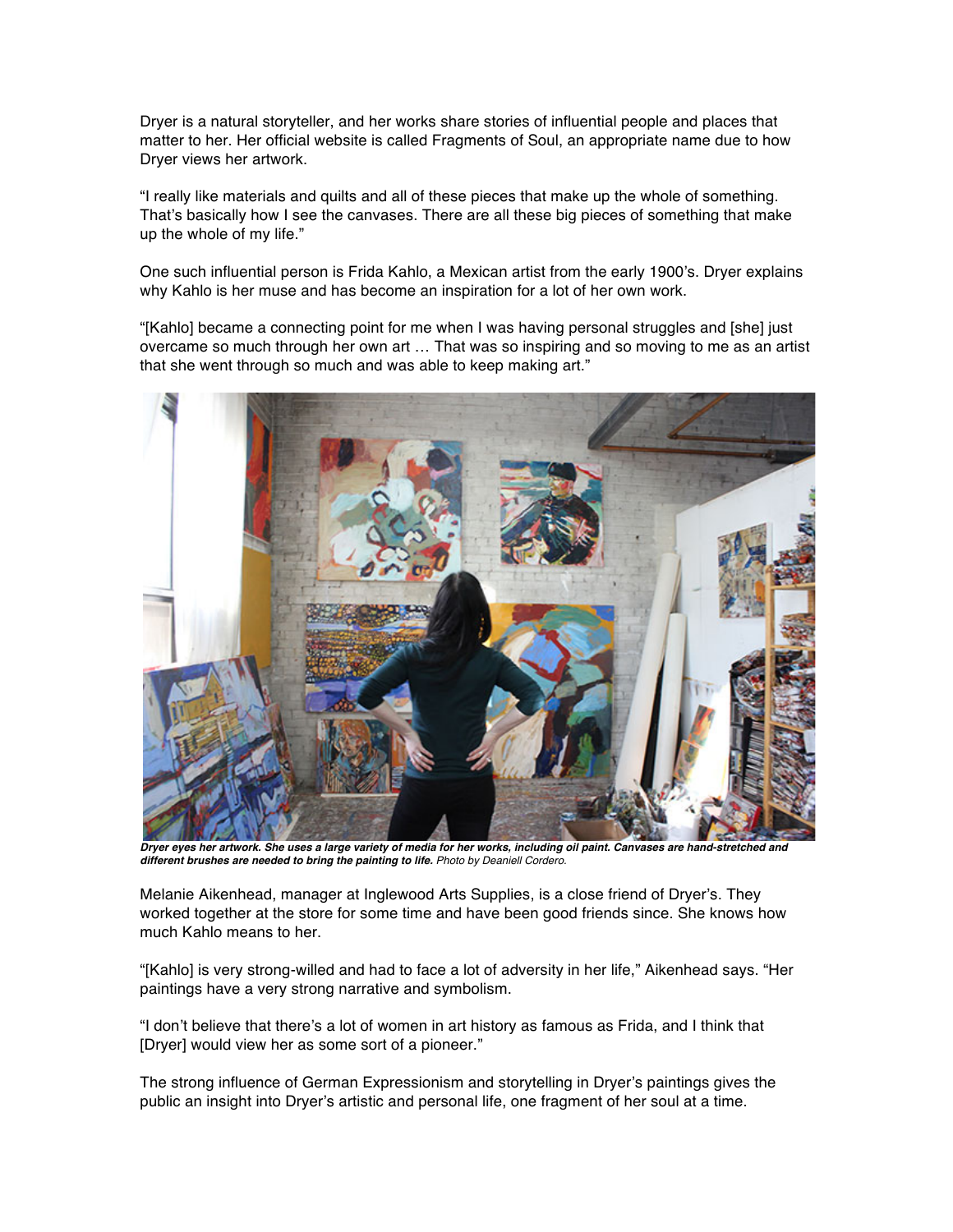Dryer is a natural storyteller, and her works share stories of influential people and places that matter to her. Her official website is called Fragments of Soul, an appropriate name due to how Dryer views her artwork.

"I really like materials and quilts and all of these pieces that make up the whole of something. That's basically how I see the canvases. There are all these big pieces of something that make up the whole of my life."

One such influential person is Frida Kahlo, a Mexican artist from the early 1900's. Dryer explains why Kahlo is her muse and has become an inspiration for a lot of her own work.

"[Kahlo] became a connecting point for me when I was having personal struggles and [she] just overcame so much through her own art … That was so inspiring and so moving to me as an artist that she went through so much and was able to keep making art."

***Dryer eyes her artwork. She uses a large variety of media for her works, including oil paint. Canvases are hand-stretched and different brushes are needed to bring the painting to life.*** *Photo by Deaniell Cordero.*

Melanie Aikenhead, manager at Inglewood Arts Supplies, is a close friend of Dryer's. They worked together at the store for some time and have been good friends since. She knows how much Kahlo means to her.

"[Kahlo] is very strong-willed and had to face a lot of adversity in her life," Aikenhead says. "Her paintings have a very strong narrative and symbolism.

"I don't believe that there's a lot of women in art history as famous as Frida, and I think that [Dryer] would view her as some sort of a pioneer."

The strong influence of German Expressionism and storytelling in Dryer's paintings gives the public an insight into Dryer's artistic and personal life, one fragment of her soul at a time.